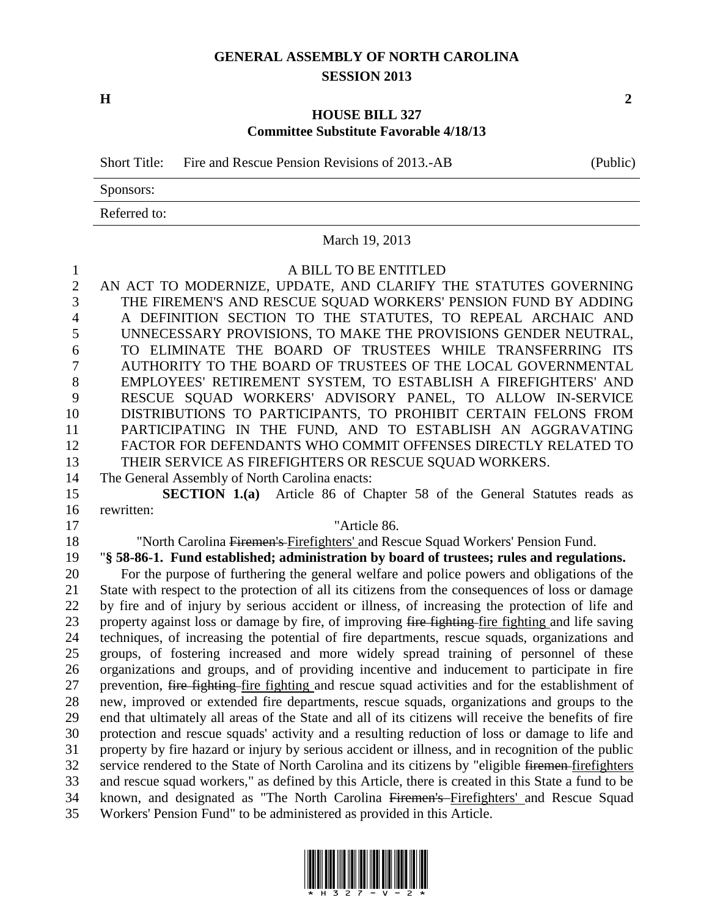# GENERAL ASSEMBLY OF NORTH CAROLINA
## SESSION 2013

**H** **2**

**HOUSE BILL 327**
**Committee Substitute Favorable 4/18/13**

Short Title: Fire and Rescue Pension Revisions of 2013.-AB (Public)

Sponsors:

Referred to:

March 19, 2013

A BILL TO BE ENTITLED

AN ACT TO MODERNIZE, UPDATE, AND CLARIFY THE STATUTES GOVERNING THE FIREMEN'S AND RESCUE SQUAD WORKERS' PENSION FUND BY ADDING A DEFINITION SECTION TO THE STATUTES, TO REPEAL ARCHAIC AND UNNECESSARY PROVISIONS, TO MAKE THE PROVISIONS GENDER NEUTRAL, TO ELIMINATE THE BOARD OF TRUSTEES WHILE TRANSFERRING ITS AUTHORITY TO THE BOARD OF TRUSTEES OF THE LOCAL GOVERNMENTAL EMPLOYEES' RETIREMENT SYSTEM, TO ESTABLISH A FIREFIGHTERS' AND RESCUE SQUAD WORKERS' ADVISORY PANEL, TO ALLOW IN-SERVICE DISTRIBUTIONS TO PARTICIPANTS, TO PROHIBIT CERTAIN FELONS FROM PARTICIPATING IN THE FUND, AND TO ESTABLISH AN AGGRAVATING FACTOR FOR DEFENDANTS WHO COMMIT OFFENSES DIRECTLY RELATED TO THEIR SERVICE AS FIREFIGHTERS OR RESCUE SQUAD WORKERS.

The General Assembly of North Carolina enacts:

**SECTION 1.(a)** Article 86 of Chapter 58 of the General Statutes reads as rewritten:

"Article 86.

"North Carolina ~~Firemen's~~ Firefighters' and Rescue Squad Workers' Pension Fund.

"**§ 58-86-1. Fund established; administration by board of trustees; rules and regulations.**

For the purpose of furthering the general welfare and police powers and obligations of the State with respect to the protection of all its citizens from the consequences of loss or damage by fire and of injury by serious accident or illness, of increasing the protection of life and property against loss or damage by fire, of improving ~~fire fighting~~ fire fighting and life saving techniques, of increasing the potential of fire departments, rescue squads, organizations and groups, of fostering increased and more widely spread training of personnel of these organizations and groups, and of providing incentive and inducement to participate in fire prevention, ~~fire fighting~~ fire fighting and rescue squad activities and for the establishment of new, improved or extended fire departments, rescue squads, organizations and groups to the end that ultimately all areas of the State and all of its citizens will receive the benefits of fire protection and rescue squads' activity and a resulting reduction of loss or damage to life and property by fire hazard or injury by serious accident or illness, and in recognition of the public service rendered to the State of North Carolina and its citizens by "eligible ~~firemen~~ firefighters and rescue squad workers," as defined by this Article, there is created in this State a fund to be known, and designated as "The North Carolina ~~Firemen's~~ Firefighters' and Rescue Squad Workers' Pension Fund" to be administered as provided in this Article.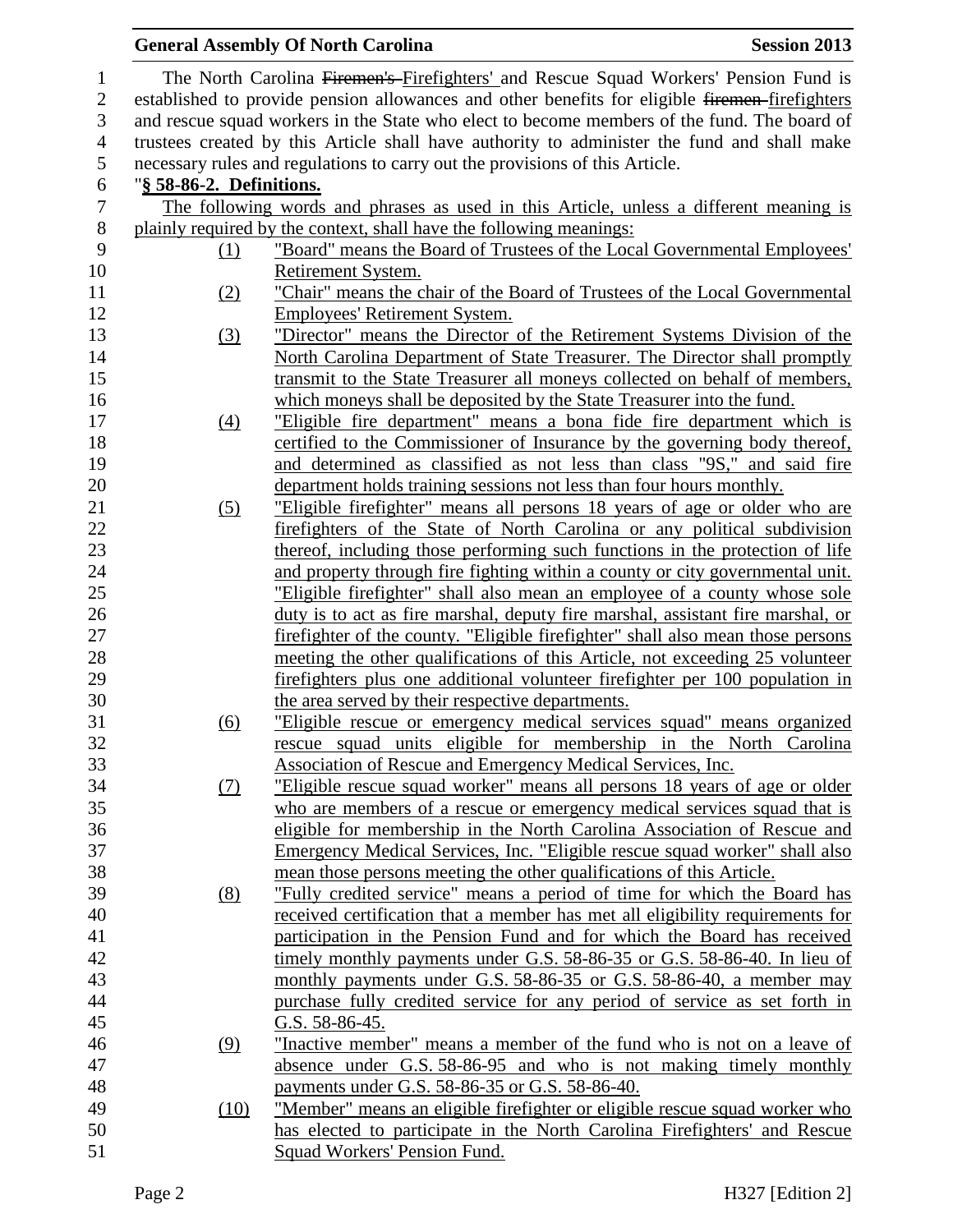The North Carolina ~~Firemen's~~ Firefighters' and Rescue Squad Workers' Pension Fund is established to provide pension allowances and other benefits for eligible ~~firemen~~ firefighters and rescue squad workers in the State who elect to become members of the fund. The board of trustees created by this Article shall have authority to administer the fund and shall make necessary rules and regulations to carry out the provisions of this Article.

"**§ 58-86-2. Definitions.**

The following words and phrases as used in this Article, unless a different meaning is plainly required by the context, shall have the following meanings:

(1) "Board" means the Board of Trustees of the Local Governmental Employees' Retirement System.

(2) "Chair" means the chair of the Board of Trustees of the Local Governmental Employees' Retirement System.

(3) "Director" means the Director of the Retirement Systems Division of the North Carolina Department of State Treasurer. The Director shall promptly transmit to the State Treasurer all moneys collected on behalf of members, which moneys shall be deposited by the State Treasurer into the fund.

(4) "Eligible fire department" means a bona fide fire department which is certified to the Commissioner of Insurance by the governing body thereof, and determined as classified as not less than class "9S," and said fire department holds training sessions not less than four hours monthly.

(5) "Eligible firefighter" means all persons 18 years of age or older who are firefighters of the State of North Carolina or any political subdivision thereof, including those performing such functions in the protection of life and property through fire fighting within a county or city governmental unit. "Eligible firefighter" shall also mean an employee of a county whose sole duty is to act as fire marshal, deputy fire marshal, assistant fire marshal, or firefighter of the county. "Eligible firefighter" shall also mean those persons meeting the other qualifications of this Article, not exceeding 25 volunteer firefighters plus one additional volunteer firefighter per 100 population in the area served by their respective departments.

(6) "Eligible rescue or emergency medical services squad" means organized rescue squad units eligible for membership in the North Carolina Association of Rescue and Emergency Medical Services, Inc.

(7) "Eligible rescue squad worker" means all persons 18 years of age or older who are members of a rescue or emergency medical services squad that is eligible for membership in the North Carolina Association of Rescue and Emergency Medical Services, Inc. "Eligible rescue squad worker" shall also mean those persons meeting the other qualifications of this Article.

(8) "Fully credited service" means a period of time for which the Board has received certification that a member has met all eligibility requirements for participation in the Pension Fund and for which the Board has received timely monthly payments under G.S. 58-86-35 or G.S. 58-86-40. In lieu of monthly payments under G.S. 58-86-35 or G.S. 58-86-40, a member may purchase fully credited service for any period of service as set forth in G.S. 58-86-45.

(9) "Inactive member" means a member of the fund who is not on a leave of absence under G.S. 58-86-95 and who is not making timely monthly payments under G.S. 58-86-35 or G.S. 58-86-40.

(10) "Member" means an eligible firefighter or eligible rescue squad worker who has elected to participate in the North Carolina Firefighters' and Rescue Squad Workers' Pension Fund.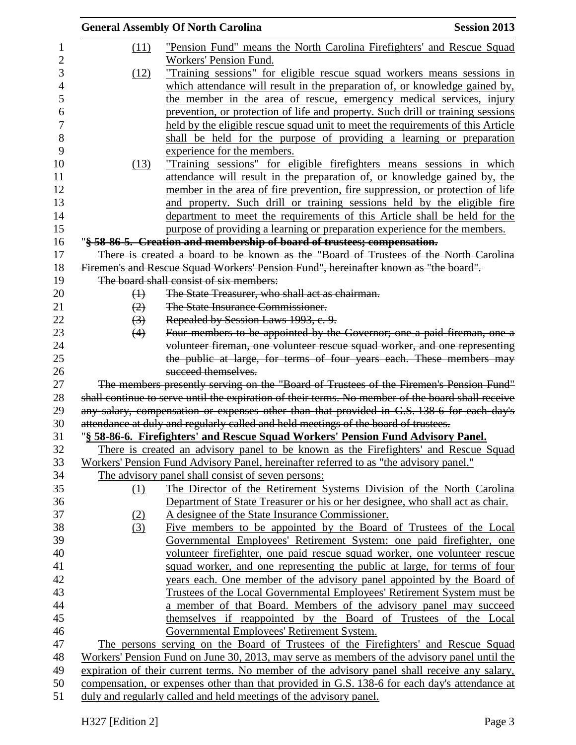(11) "Pension Fund" means the North Carolina Firefighters' and Rescue Squad Workers' Pension Fund.

(12) "Training sessions" for eligible rescue squad workers means sessions in which attendance will result in the preparation of, or knowledge gained by, the member in the area of rescue, emergency medical services, injury prevention, or protection of life and property. Such drill or training sessions held by the eligible rescue squad unit to meet the requirements of this Article shall be held for the purpose of providing a learning or preparation experience for the members.

(13) "Training sessions" for eligible firefighters means sessions in which attendance will result in the preparation of, or knowledge gained by, the member in the area of fire prevention, fire suppression, or protection of life and property. Such drill or training sessions held by the eligible fire department to meet the requirements of this Article shall be held for the purpose of providing a learning or preparation experience for the members.

"~~§ 58-86-5. Creation and membership of board of trustees; compensation.~~

~~There is created a board to be known as the "Board of Trustees of the North Carolina Firemen's and Rescue Squad Workers' Pension Fund", hereinafter known as "the board".~~

~~The board shall consist of six members:~~

~~(1) The State Treasurer, who shall act as chairman.~~

~~(2) The State Insurance Commissioner.~~

~~(3) Repealed by Session Laws 1993, c. 9.~~

~~(4) Four members to be appointed by the Governor; one a paid fireman, one a volunteer fireman, one volunteer rescue squad worker, and one representing the public at large, for terms of four years each. These members may succeed themselves.~~

~~The members presently serving on the "Board of Trustees of the Firemen's Pension Fund" shall continue to serve until the expiration of their terms. No member of the board shall receive any salary, compensation or expenses other than that provided in G.S. 138-6 for each day's attendance at duly and regularly called and held meetings of the board of trustees.~~

"**§ 58-86-6. Firefighters' and Rescue Squad Workers' Pension Fund Advisory Panel.**

There is created an advisory panel to be known as the Firefighters' and Rescue Squad Workers' Pension Fund Advisory Panel, hereinafter referred to as "the advisory panel."

The advisory panel shall consist of seven persons:

(1) The Director of the Retirement Systems Division of the North Carolina Department of State Treasurer or his or her designee, who shall act as chair.

(2) A designee of the State Insurance Commissioner.

(3) Five members to be appointed by the Board of Trustees of the Local Governmental Employees' Retirement System: one paid firefighter, one volunteer firefighter, one paid rescue squad worker, one volunteer rescue squad worker, and one representing the public at large, for terms of four years each. One member of the advisory panel appointed by the Board of Trustees of the Local Governmental Employees' Retirement System must be a member of that Board. Members of the advisory panel may succeed themselves if reappointed by the Board of Trustees of the Local Governmental Employees' Retirement System.

The persons serving on the Board of Trustees of the Firefighters' and Rescue Squad Workers' Pension Fund on June 30, 2013, may serve as members of the advisory panel until the expiration of their current terms. No member of the advisory panel shall receive any salary, compensation, or expenses other than that provided in G.S. 138-6 for each day's attendance at duly and regularly called and held meetings of the advisory panel.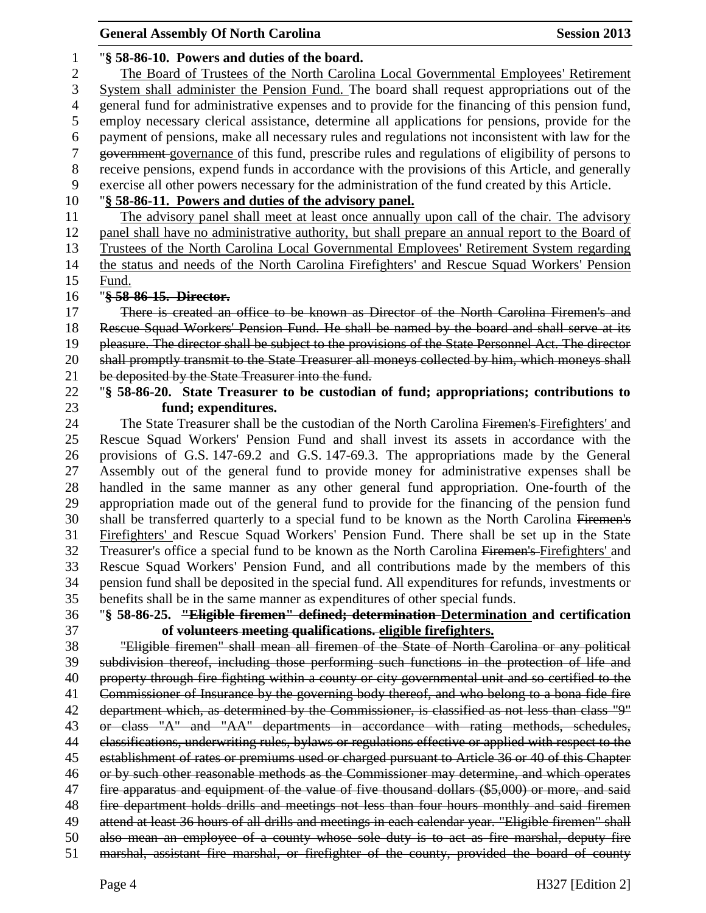"**§ 58-86-10. Powers and duties of the board.**

The Board of Trustees of the North Carolina Local Governmental Employees' Retirement System shall administer the Pension Fund. The board shall request appropriations out of the general fund for administrative expenses and to provide for the financing of this pension fund, employ necessary clerical assistance, determine all applications for pensions, provide for the payment of pensions, make all necessary rules and regulations not inconsistent with law for the ~~government~~ governance of this fund, prescribe rules and regulations of eligibility of persons to receive pensions, expend funds in accordance with the provisions of this Article, and generally exercise all other powers necessary for the administration of the fund created by this Article.

"**§ 58-86-11. Powers and duties of the advisory panel.**

The advisory panel shall meet at least once annually upon call of the chair. The advisory panel shall have no administrative authority, but shall prepare an annual report to the Board of Trustees of the North Carolina Local Governmental Employees' Retirement System regarding the status and needs of the North Carolina Firefighters' and Rescue Squad Workers' Pension Fund.

"~~**§ 58-86-15. Director.**~~

~~There is created an office to be known as Director of the North Carolina Firemen's and Rescue Squad Workers' Pension Fund. He shall be named by the board and shall serve at its pleasure. The director shall be subject to the provisions of the State Personnel Act. The director shall promptly transmit to the State Treasurer all moneys collected by him, which moneys shall be deposited by the State Treasurer into the fund.~~

"**§ 58-86-20. State Treasurer to be custodian of fund; appropriations; contributions to fund; expenditures.**

The State Treasurer shall be the custodian of the North Carolina ~~Firemen's~~ Firefighters' and Rescue Squad Workers' Pension Fund and shall invest its assets in accordance with the provisions of G.S. 147-69.2 and G.S. 147-69.3. The appropriations made by the General Assembly out of the general fund to provide money for administrative expenses shall be handled in the same manner as any other general fund appropriation. One-fourth of the appropriation made out of the general fund to provide for the financing of the pension fund shall be transferred quarterly to a special fund to be known as the North Carolina ~~Firemen's~~ Firefighters' and Rescue Squad Workers' Pension Fund. There shall be set up in the State Treasurer's office a special fund to be known as the North Carolina ~~Firemen's~~ Firefighters' and Rescue Squad Workers' Pension Fund, and all contributions made by the members of this pension fund shall be deposited in the special fund. All expenditures for refunds, investments or benefits shall be in the same manner as expenditures of other special funds.

"**§ 58-86-25. ~~"Eligible firemen" defined; determination~~ Determination and certification of ~~volunteers meeting qualifications.~~ eligible firefighters.**

~~"Eligible firemen" shall mean all firemen of the State of North Carolina or any political subdivision thereof, including those performing such functions in the protection of life and property through fire fighting within a county or city governmental unit and so certified to the Commissioner of Insurance by the governing body thereof, and who belong to a bona fide fire department which, as determined by the Commissioner, is classified as not less than class "9" or class "A" and "AA" departments in accordance with rating methods, schedules, classifications, underwriting rules, bylaws or regulations effective or applied with respect to the establishment of rates or premiums used or charged pursuant to Article 36 or 40 of this Chapter or by such other reasonable methods as the Commissioner may determine, and which operates fire apparatus and equipment of the value of five thousand dollars ($5,000) or more, and said fire department holds drills and meetings not less than four hours monthly and said firemen attend at least 36 hours of all drills and meetings in each calendar year. "Eligible firemen" shall also mean an employee of a county whose sole duty is to act as fire marshal, deputy fire marshal, assistant fire marshal, or firefighter of the county, provided the board of county~~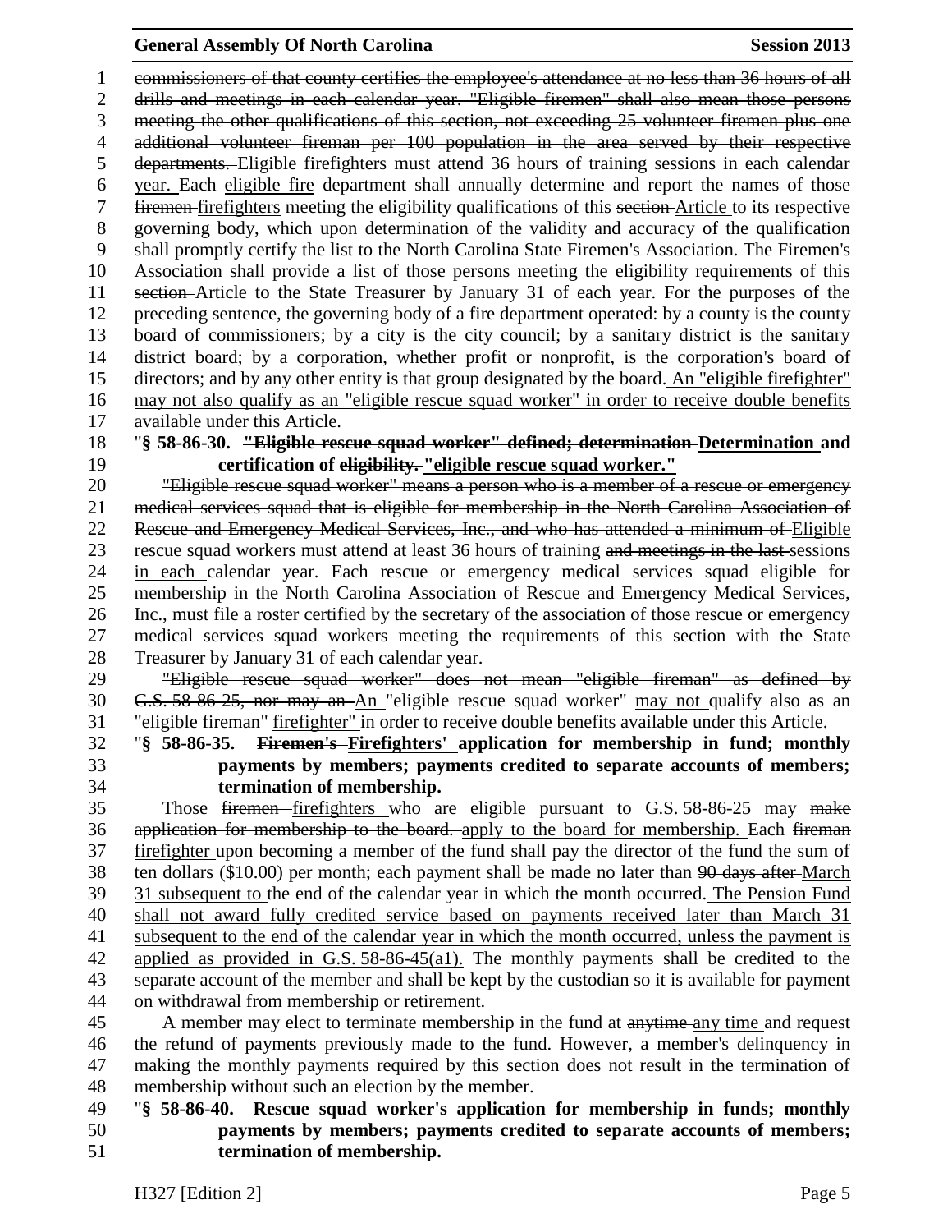~~commissioners of that county certifies the employee's attendance at no less than 36 hours of all drills and meetings in each calendar year. "Eligible firemen" shall also mean those persons meeting the other qualifications of this section, not exceeding 25 volunteer firemen plus one additional volunteer fireman per 100 population in the area served by their respective departments.~~ <u>Eligible firefighters must attend 36 hours of training sessions in each calendar year.</u> Each <u>eligible fire</u> department shall annually determine and report the names of those ~~firemen~~ <u>firefighters</u> meeting the eligibility qualifications of this ~~section~~ <u>Article</u> to its respective governing body, which upon determination of the validity and accuracy of the qualification shall promptly certify the list to the North Carolina State Firemen's Association. The Firemen's Association shall provide a list of those persons meeting the eligibility requirements of this ~~section~~ <u>Article</u> to the State Treasurer by January 31 of each year. For the purposes of the preceding sentence, the governing body of a fire department operated: by a county is the county board of commissioners; by a city is the city council; by a sanitary district is the sanitary district board; by a corporation, whether profit or nonprofit, is the corporation's board of directors; and by any other entity is that group designated by the board. <u>An "eligible firefighter" may not also qualify as an "eligible rescue squad worker" in order to receive double benefits available under this Article.</u>

"**§ 58-86-30. ~~"Eligible rescue squad worker" defined; determination~~ <u>Determination</u> and certification of ~~eligibility.~~ <u>"eligible rescue squad worker."</u>**

~~"Eligible rescue squad worker" means a person who is a member of a rescue or emergency medical services squad that is eligible for membership in the North Carolina Association of Rescue and Emergency Medical Services, Inc., and who has attended a minimum of~~ <u>Eligible rescue squad workers must attend at least</u> 36 hours of training ~~and meetings in the last~~ <u>sessions in each</u> calendar year. Each rescue or emergency medical services squad eligible for membership in the North Carolina Association of Rescue and Emergency Medical Services, Inc., must file a roster certified by the secretary of the association of those rescue or emergency medical services squad workers meeting the requirements of this section with the State Treasurer by January 31 of each calendar year.

~~"Eligible rescue squad worker" does not mean "eligible fireman" as defined by G.S. 58-86-25, nor may an~~ <u>An</u> "eligible rescue squad worker" <u>may not</u> qualify also as an "eligible ~~fireman"~~ <u>firefighter"</u> in order to receive double benefits available under this Article.

"**§ 58-86-35. ~~Firemen's~~ <u>Firefighters'</u> application for membership in fund; monthly payments by members; payments credited to separate accounts of members; termination of membership.**

Those ~~firemen~~ <u>firefighters</u> who are eligible pursuant to G.S. 58-86-25 may ~~make application for membership to the board.~~ <u>apply to the board for membership.</u> Each ~~fireman~~ <u>firefighter</u> upon becoming a member of the fund shall pay the director of the fund the sum of ten dollars ($10.00) per month; each payment shall be made no later than ~~90 days after~~ <u>March 31 subsequent to</u> the end of the calendar year in which the month occurred. <u>The Pension Fund shall not award fully credited service based on payments received later than March 31 subsequent to the end of the calendar year in which the month occurred, unless the payment is applied as provided in G.S. 58-86-45(a1).</u> The monthly payments shall be credited to the separate account of the member and shall be kept by the custodian so it is available for payment on withdrawal from membership or retirement.

A member may elect to terminate membership in the fund at ~~anytime~~ <u>any time</u> and request the refund of payments previously made to the fund. However, a member's delinquency in making the monthly payments required by this section does not result in the termination of membership without such an election by the member.

"**§ 58-86-40. Rescue squad worker's application for membership in funds; monthly payments by members; payments credited to separate accounts of members; termination of membership.**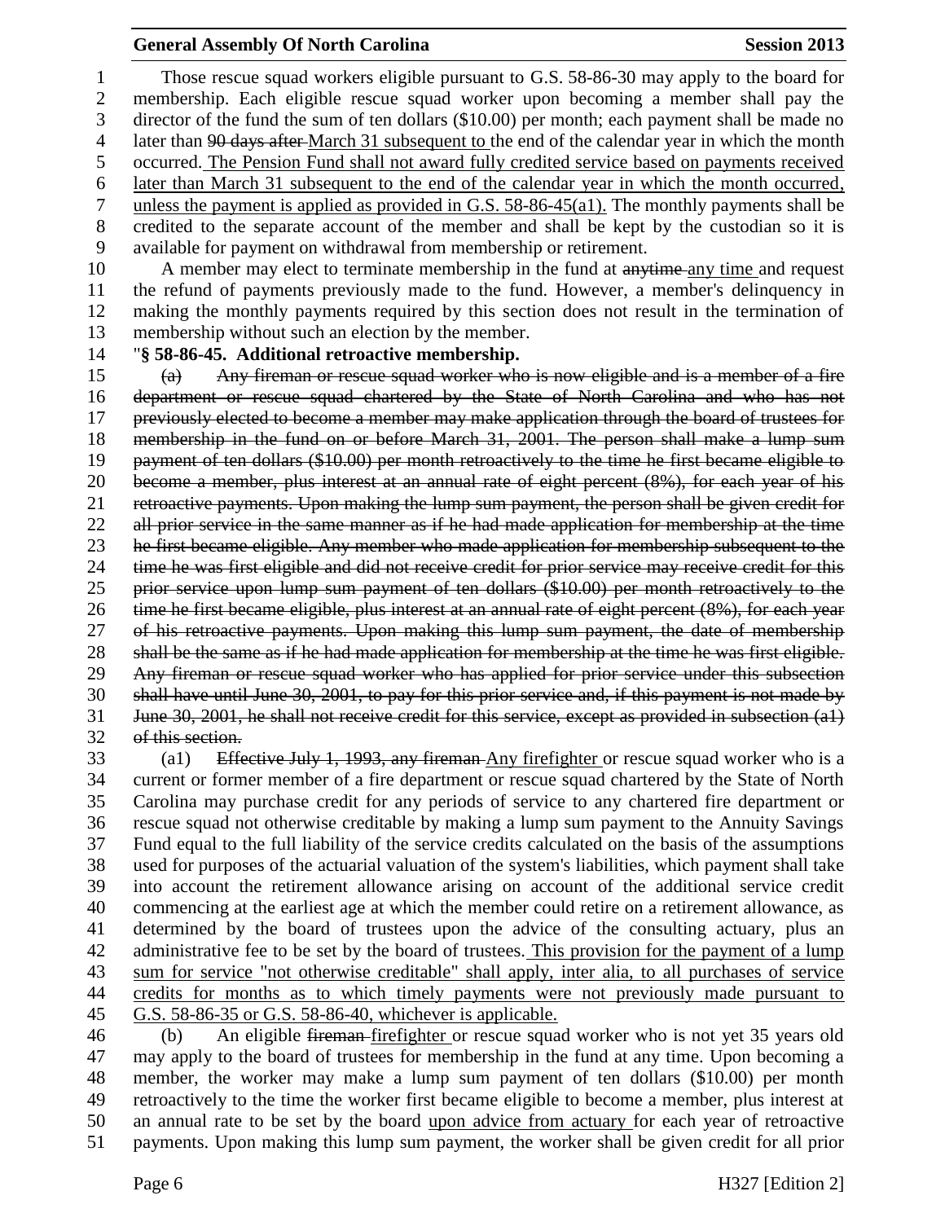Those rescue squad workers eligible pursuant to G.S. 58-86-30 may apply to the board for membership. Each eligible rescue squad worker upon becoming a member shall pay the director of the fund the sum of ten dollars ($10.00) per month; each payment shall be made no later than ~~90 days after~~ March 31 subsequent to the end of the calendar year in which the month occurred. The Pension Fund shall not award fully credited service based on payments received later than March 31 subsequent to the end of the calendar year in which the month occurred, unless the payment is applied as provided in G.S. 58-86-45(a1). The monthly payments shall be credited to the separate account of the member and shall be kept by the custodian so it is available for payment on withdrawal from membership or retirement.

A member may elect to terminate membership in the fund at ~~anytime~~ any time and request the refund of payments previously made to the fund. However, a member's delinquency in making the monthly payments required by this section does not result in the termination of membership without such an election by the member.

"**§ 58-86-45. Additional retroactive membership.**

~~(a) Any fireman or rescue squad worker who is now eligible and is a member of a fire department or rescue squad chartered by the State of North Carolina and who has not previously elected to become a member may make application through the board of trustees for membership in the fund on or before March 31, 2001. The person shall make a lump sum payment of ten dollars ($10.00) per month retroactively to the time he first became eligible to become a member, plus interest at an annual rate of eight percent (8%), for each year of his retroactive payments. Upon making the lump sum payment, the person shall be given credit for all prior service in the same manner as if he had made application for membership at the time he first became eligible. Any member who made application for membership subsequent to the time he was first eligible and did not receive credit for prior service may receive credit for this prior service upon lump sum payment of ten dollars ($10.00) per month retroactively to the time he first became eligible, plus interest at an annual rate of eight percent (8%), for each year of his retroactive payments. Upon making this lump sum payment, the date of membership shall be the same as if he had made application for membership at the time he was first eligible. Any fireman or rescue squad worker who has applied for prior service under this subsection shall have until June 30, 2001, to pay for this prior service and, if this payment is not made by June 30, 2001, he shall not receive credit for this service, except as provided in subsection (a1) of this section.~~

(a1) ~~Effective July 1, 1993, any fireman~~ Any firefighter or rescue squad worker who is a current or former member of a fire department or rescue squad chartered by the State of North Carolina may purchase credit for any periods of service to any chartered fire department or rescue squad not otherwise creditable by making a lump sum payment to the Annuity Savings Fund equal to the full liability of the service credits calculated on the basis of the assumptions used for purposes of the actuarial valuation of the system's liabilities, which payment shall take into account the retirement allowance arising on account of the additional service credit commencing at the earliest age at which the member could retire on a retirement allowance, as determined by the board of trustees upon the advice of the consulting actuary, plus an administrative fee to be set by the board of trustees. This provision for the payment of a lump sum for service "not otherwise creditable" shall apply, inter alia, to all purchases of service credits for months as to which timely payments were not previously made pursuant to G.S. 58-86-35 or G.S. 58-86-40, whichever is applicable.

(b) An eligible ~~fireman~~ firefighter or rescue squad worker who is not yet 35 years old may apply to the board of trustees for membership in the fund at any time. Upon becoming a member, the worker may make a lump sum payment of ten dollars ($10.00) per month retroactively to the time the worker first became eligible to become a member, plus interest at an annual rate to be set by the board upon advice from actuary for each year of retroactive payments. Upon making this lump sum payment, the worker shall be given credit for all prior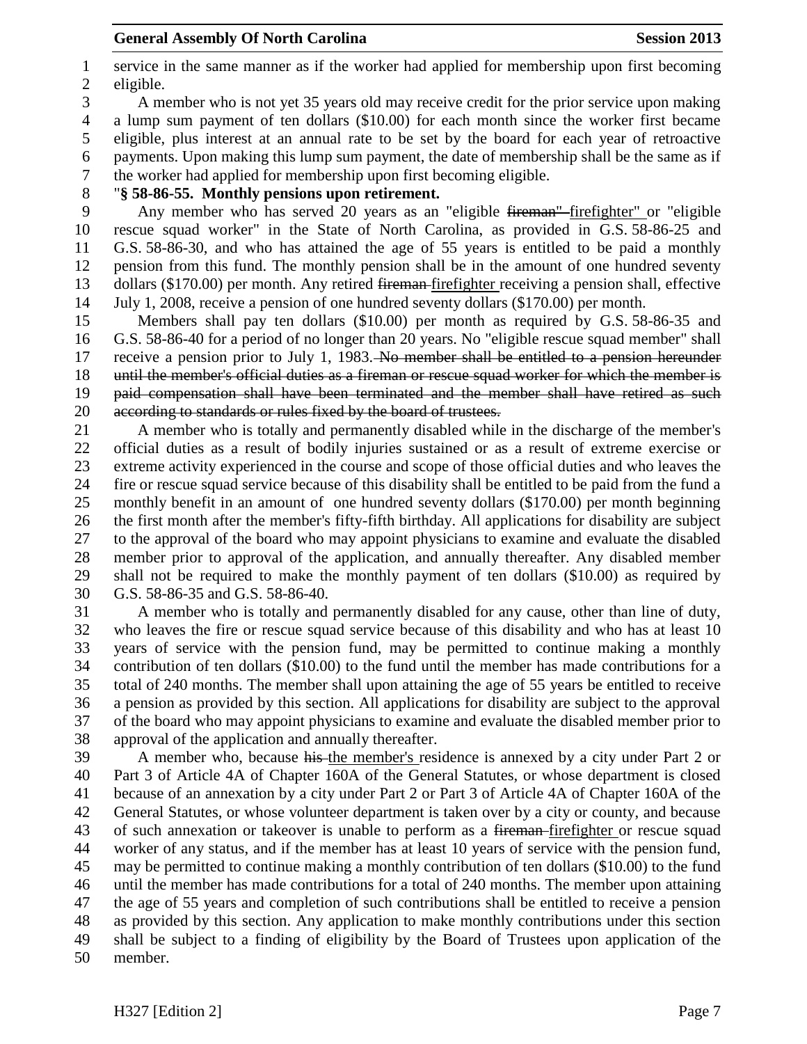service in the same manner as if the worker had applied for membership upon first becoming eligible.

A member who is not yet 35 years old may receive credit for the prior service upon making a lump sum payment of ten dollars ($10.00) for each month since the worker first became eligible, plus interest at an annual rate to be set by the board for each year of retroactive payments. Upon making this lump sum payment, the date of membership shall be the same as if the worker had applied for membership upon first becoming eligible.

"**§ 58-86-55. Monthly pensions upon retirement.**

Any member who has served 20 years as an "eligible ~~fireman"~~ firefighter" or "eligible rescue squad worker" in the State of North Carolina, as provided in G.S. 58-86-25 and G.S. 58-86-30, and who has attained the age of 55 years is entitled to be paid a monthly pension from this fund. The monthly pension shall be in the amount of one hundred seventy dollars ($170.00) per month. Any retired ~~fireman~~ firefighter receiving a pension shall, effective July 1, 2008, receive a pension of one hundred seventy dollars ($170.00) per month.

Members shall pay ten dollars ($10.00) per month as required by G.S. 58-86-35 and G.S. 58-86-40 for a period of no longer than 20 years. No "eligible rescue squad member" shall receive a pension prior to July 1, 1983. ~~No member shall be entitled to a pension hereunder until the member's official duties as a fireman or rescue squad worker for which the member is paid compensation shall have been terminated and the member shall have retired as such according to standards or rules fixed by the board of trustees.~~

A member who is totally and permanently disabled while in the discharge of the member's official duties as a result of bodily injuries sustained or as a result of extreme exercise or extreme activity experienced in the course and scope of those official duties and who leaves the fire or rescue squad service because of this disability shall be entitled to be paid from the fund a monthly benefit in an amount of one hundred seventy dollars ($170.00) per month beginning the first month after the member's fifty-fifth birthday. All applications for disability are subject to the approval of the board who may appoint physicians to examine and evaluate the disabled member prior to approval of the application, and annually thereafter. Any disabled member shall not be required to make the monthly payment of ten dollars ($10.00) as required by G.S. 58-86-35 and G.S. 58-86-40.

A member who is totally and permanently disabled for any cause, other than line of duty, who leaves the fire or rescue squad service because of this disability and who has at least 10 years of service with the pension fund, may be permitted to continue making a monthly contribution of ten dollars ($10.00) to the fund until the member has made contributions for a total of 240 months. The member shall upon attaining the age of 55 years be entitled to receive a pension as provided by this section. All applications for disability are subject to the approval of the board who may appoint physicians to examine and evaluate the disabled member prior to approval of the application and annually thereafter.

A member who, because ~~his~~ the member's residence is annexed by a city under Part 2 or Part 3 of Article 4A of Chapter 160A of the General Statutes, or whose department is closed because of an annexation by a city under Part 2 or Part 3 of Article 4A of Chapter 160A of the General Statutes, or whose volunteer department is taken over by a city or county, and because of such annexation or takeover is unable to perform as a ~~fireman~~ firefighter or rescue squad worker of any status, and if the member has at least 10 years of service with the pension fund, may be permitted to continue making a monthly contribution of ten dollars ($10.00) to the fund until the member has made contributions for a total of 240 months. The member upon attaining the age of 55 years and completion of such contributions shall be entitled to receive a pension as provided by this section. Any application to make monthly contributions under this section shall be subject to a finding of eligibility by the Board of Trustees upon application of the member.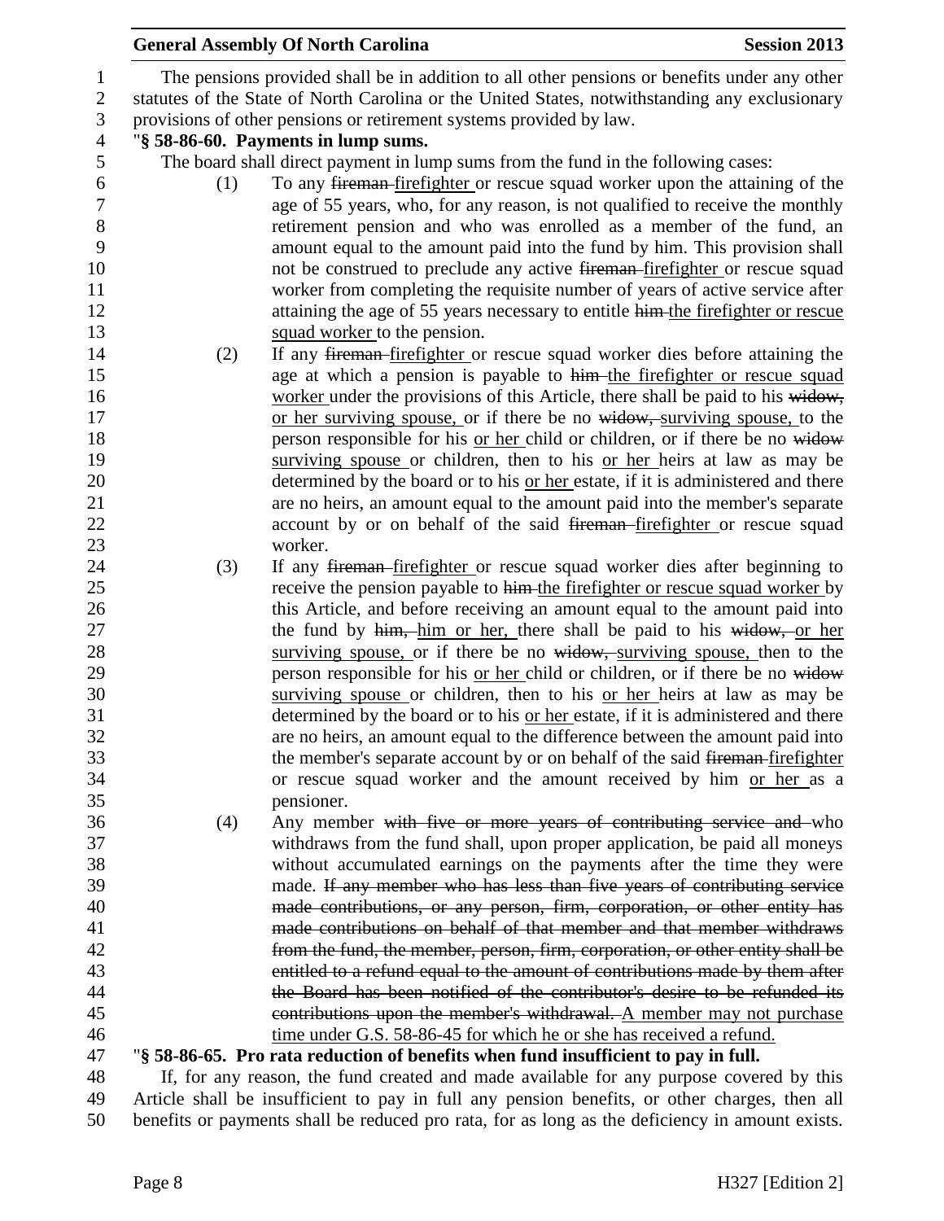The pensions provided shall be in addition to all other pensions or benefits under any other statutes of the State of North Carolina or the United States, notwithstanding any exclusionary provisions of other pensions or retirement systems provided by law.

"**§ 58-86-60. Payments in lump sums.**

The board shall direct payment in lump sums from the fund in the following cases:

(1) To any ~~fireman~~ <u>firefighter</u> or rescue squad worker upon the attaining of the age of 55 years, who, for any reason, is not qualified to receive the monthly retirement pension and who was enrolled as a member of the fund, an amount equal to the amount paid into the fund by him. This provision shall not be construed to preclude any active ~~fireman~~ <u>firefighter</u> or rescue squad worker from completing the requisite number of years of active service after attaining the age of 55 years necessary to entitle ~~him~~ <u>the firefighter or rescue squad worker</u> to the pension.

(2) If any ~~fireman~~ <u>firefighter</u> or rescue squad worker dies before attaining the age at which a pension is payable to ~~him~~ <u>the firefighter or rescue squad worker</u> under the provisions of this Article, there shall be paid to his ~~widow,~~ <u>or her surviving spouse,</u> or if there be no ~~widow,~~ <u>surviving spouse,</u> to the person responsible for his <u>or her</u> child or children, or if there be no ~~widow~~ <u>surviving spouse</u> or children, then to his <u>or her</u> heirs at law as may be determined by the board or to his <u>or her</u> estate, if it is administered and there are no heirs, an amount equal to the amount paid into the member's separate account by or on behalf of the said ~~fireman~~ <u>firefighter</u> or rescue squad worker.

(3) If any ~~fireman~~ <u>firefighter</u> or rescue squad worker dies after beginning to receive the pension payable to ~~him~~ <u>the firefighter or rescue squad worker</u> by this Article, and before receiving an amount equal to the amount paid into the fund by ~~him,~~ <u>him or her,</u> there shall be paid to his ~~widow,~~ <u>or her surviving spouse,</u> or if there be no ~~widow,~~ <u>surviving spouse,</u> then to the person responsible for his <u>or her</u> child or children, or if there be no ~~widow~~ <u>surviving spouse</u> or children, then to his <u>or her</u> heirs at law as may be determined by the board or to his <u>or her</u> estate, if it is administered and there are no heirs, an amount equal to the difference between the amount paid into the member's separate account by or on behalf of the said ~~fireman~~ <u>firefighter</u> or rescue squad worker and the amount received by him <u>or her</u> as a pensioner.

(4) Any member ~~with five or more years of contributing service and~~ who withdraws from the fund shall, upon proper application, be paid all moneys without accumulated earnings on the payments after the time they were made. ~~If any member who has less than five years of contributing service made contributions, or any person, firm, corporation, or other entity has made contributions on behalf of that member and that member withdraws from the fund, the member, person, firm, corporation, or other entity shall be entitled to a refund equal to the amount of contributions made by them after the Board has been notified of the contributor's desire to be refunded its contributions upon the member's withdrawal.~~ <u>A member may not purchase time under G.S. 58-86-45 for which he or she has received a refund.</u>

"**§ 58-86-65. Pro rata reduction of benefits when fund insufficient to pay in full.**

If, for any reason, the fund created and made available for any purpose covered by this Article shall be insufficient to pay in full any pension benefits, or other charges, then all benefits or payments shall be reduced pro rata, for as long as the deficiency in amount exists.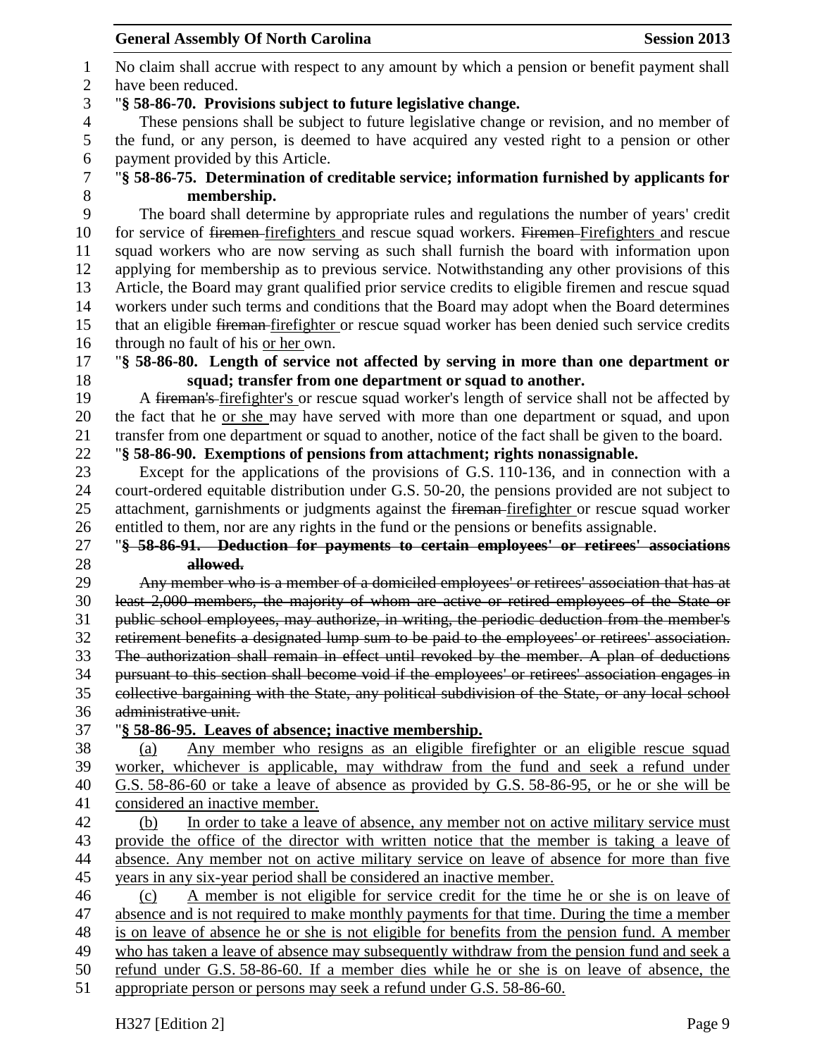No claim shall accrue with respect to any amount by which a pension or benefit payment shall have been reduced.

"**§ 58-86-70. Provisions subject to future legislative change.**

These pensions shall be subject to future legislative change or revision, and no member of the fund, or any person, is deemed to have acquired any vested right to a pension or other payment provided by this Article.

"**§ 58-86-75. Determination of creditable service; information furnished by applicants for membership.**

The board shall determine by appropriate rules and regulations the number of years' credit for service of ~~firemen~~ <u>firefighters</u> and rescue squad workers. ~~Firemen~~ <u>Firefighters</u> and rescue squad workers who are now serving as such shall furnish the board with information upon applying for membership as to previous service. Notwithstanding any other provisions of this Article, the Board may grant qualified prior service credits to eligible firemen and rescue squad workers under such terms and conditions that the Board may adopt when the Board determines that an eligible ~~fireman~~ <u>firefighter</u> or rescue squad worker has been denied such service credits through no fault of his <u>or her</u> own.

"**§ 58-86-80. Length of service not affected by serving in more than one department or squad; transfer from one department or squad to another.**

A ~~fireman's~~ <u>firefighter's</u> or rescue squad worker's length of service shall not be affected by the fact that he <u>or she</u> may have served with more than one department or squad, and upon transfer from one department or squad to another, notice of the fact shall be given to the board.

"**§ 58-86-90. Exemptions of pensions from attachment; rights nonassignable.**

Except for the applications of the provisions of G.S. 110-136, and in connection with a court-ordered equitable distribution under G.S. 50-20, the pensions provided are not subject to attachment, garnishments or judgments against the ~~fireman~~ <u>firefighter</u> or rescue squad worker entitled to them, nor are any rights in the fund or the pensions or benefits assignable.

"~~**§ 58-86-91. Deduction for payments to certain employees' or retirees' associations allowed.**~~

~~Any member who is a member of a domiciled employees' or retirees' association that has at least 2,000 members, the majority of whom are active or retired employees of the State or public school employees, may authorize, in writing, the periodic deduction from the member's retirement benefits a designated lump sum to be paid to the employees' or retirees' association. The authorization shall remain in effect until revoked by the member. A plan of deductions pursuant to this section shall become void if the employees' or retirees' association engages in collective bargaining with the State, any political subdivision of the State, or any local school administrative unit.~~

"<u>**§ 58-86-95. Leaves of absence; inactive membership.**</u>

<u>(a) Any member who resigns as an eligible firefighter or an eligible rescue squad worker, whichever is applicable, may withdraw from the fund and seek a refund under G.S. 58-86-60 or take a leave of absence as provided by G.S. 58-86-95, or he or she will be considered an inactive member.</u>

<u>(b) In order to take a leave of absence, any member not on active military service must provide the office of the director with written notice that the member is taking a leave of absence. Any member not on active military service on leave of absence for more than five years in any six-year period shall be considered an inactive member.</u>

<u>(c) A member is not eligible for service credit for the time he or she is on leave of absence and is not required to make monthly payments for that time. During the time a member is on leave of absence he or she is not eligible for benefits from the pension fund. A member who has taken a leave of absence may subsequently withdraw from the pension fund and seek a refund under G.S. 58-86-60. If a member dies while he or she is on leave of absence, the appropriate person or persons may seek a refund under G.S. 58-86-60.</u>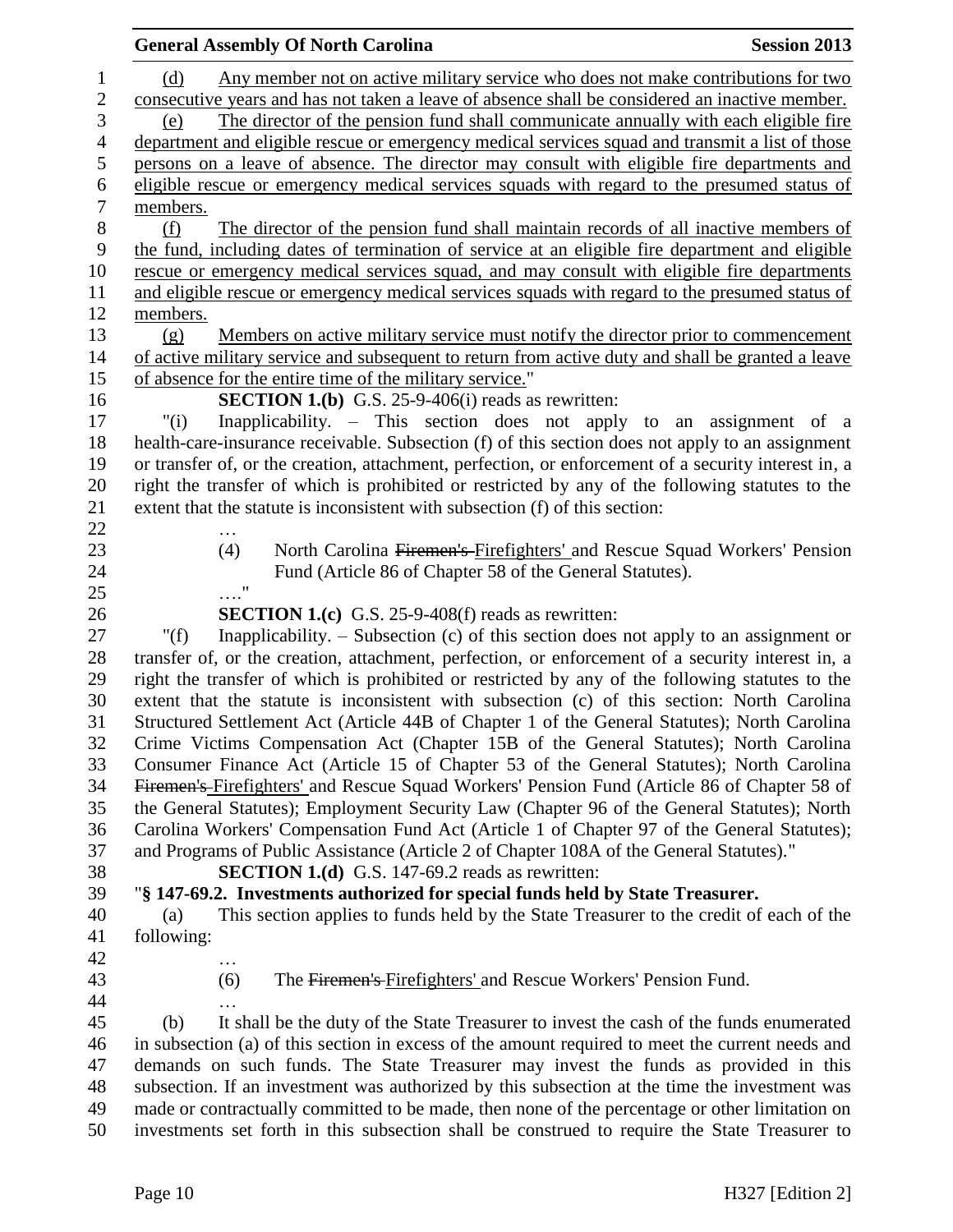(d) Any member not on active military service who does not make contributions for two consecutive years and has not taken a leave of absence shall be considered an inactive member.

(e) The director of the pension fund shall communicate annually with each eligible fire department and eligible rescue or emergency medical services squad and transmit a list of those persons on a leave of absence. The director may consult with eligible fire departments and eligible rescue or emergency medical services squads with regard to the presumed status of members.

(f) The director of the pension fund shall maintain records of all inactive members of the fund, including dates of termination of service at an eligible fire department and eligible rescue or emergency medical services squad, and may consult with eligible fire departments and eligible rescue or emergency medical services squads with regard to the presumed status of members.

(g) Members on active military service must notify the director prior to commencement of active military service and subsequent to return from active duty and shall be granted a leave of absence for the entire time of the military service."

**SECTION 1.(b)** G.S. 25-9-406(i) reads as rewritten:

"(i) Inapplicability. – This section does not apply to an assignment of a health-care-insurance receivable. Subsection (f) of this section does not apply to an assignment or transfer of, or the creation, attachment, perfection, or enforcement of a security interest in, a right the transfer of which is prohibited or restricted by any of the following statutes to the extent that the statute is inconsistent with subsection (f) of this section:

…

(4) North Carolina ~~Firemen's~~ Firefighters' and Rescue Squad Workers' Pension Fund (Article 86 of Chapter 58 of the General Statutes).

…."

**SECTION 1.(c)** G.S. 25-9-408(f) reads as rewritten:

"(f) Inapplicability. – Subsection (c) of this section does not apply to an assignment or transfer of, or the creation, attachment, perfection, or enforcement of a security interest in, a right the transfer of which is prohibited or restricted by any of the following statutes to the extent that the statute is inconsistent with subsection (c) of this section: North Carolina Structured Settlement Act (Article 44B of Chapter 1 of the General Statutes); North Carolina Crime Victims Compensation Act (Chapter 15B of the General Statutes); North Carolina Consumer Finance Act (Article 15 of Chapter 53 of the General Statutes); North Carolina ~~Firemen's~~ Firefighters' and Rescue Squad Workers' Pension Fund (Article 86 of Chapter 58 of the General Statutes); Employment Security Law (Chapter 96 of the General Statutes); North Carolina Workers' Compensation Fund Act (Article 1 of Chapter 97 of the General Statutes); and Programs of Public Assistance (Article 2 of Chapter 108A of the General Statutes)."

**SECTION 1.(d)** G.S. 147-69.2 reads as rewritten:

"**§ 147-69.2. Investments authorized for special funds held by State Treasurer.**

(a) This section applies to funds held by the State Treasurer to the credit of each of the following:

…

(6) The ~~Firemen's~~ Firefighters' and Rescue Workers' Pension Fund.

…

(b) It shall be the duty of the State Treasurer to invest the cash of the funds enumerated in subsection (a) of this section in excess of the amount required to meet the current needs and demands on such funds. The State Treasurer may invest the funds as provided in this subsection. If an investment was authorized by this subsection at the time the investment was made or contractually committed to be made, then none of the percentage or other limitation on investments set forth in this subsection shall be construed to require the State Treasurer to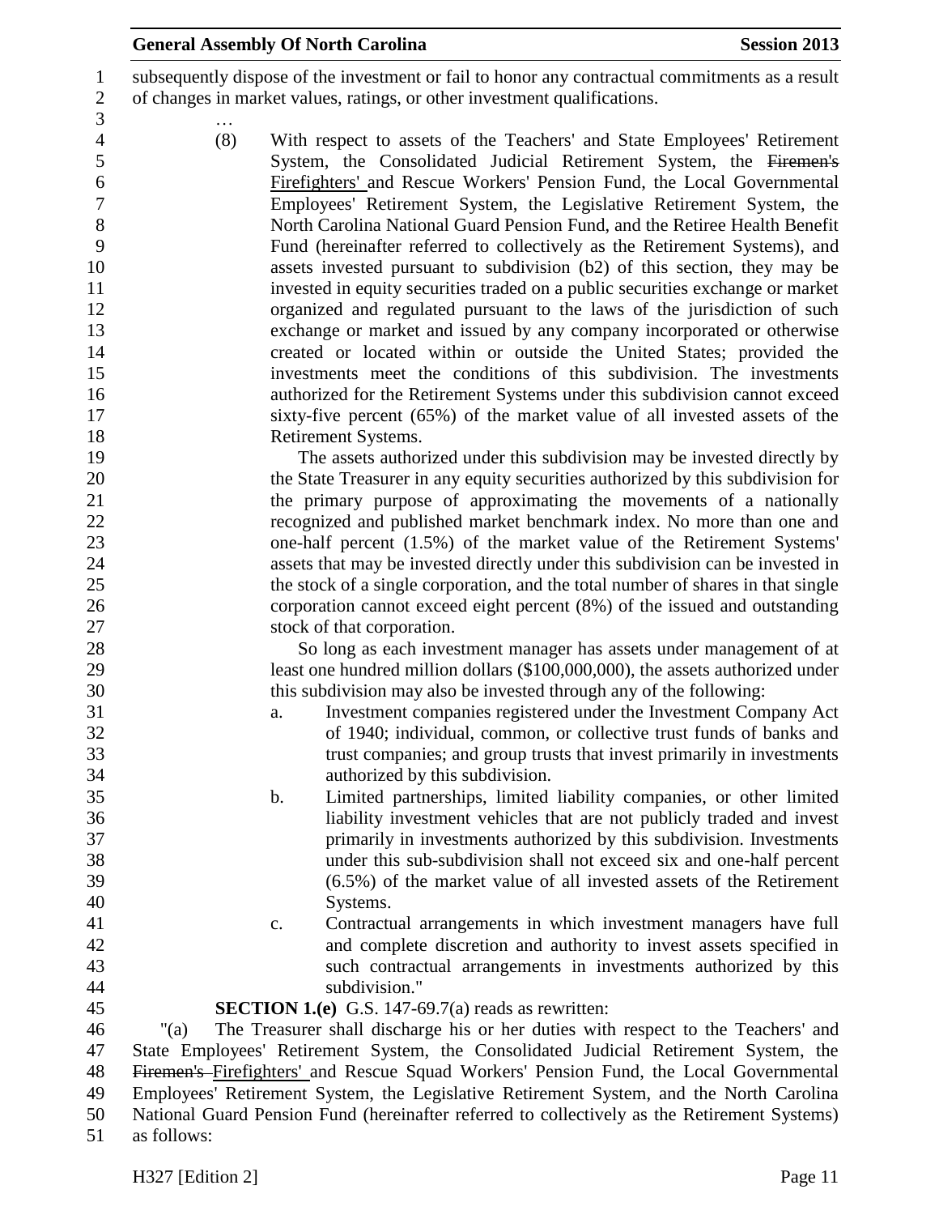subsequently dispose of the investment or fail to honor any contractual commitments as a result of changes in market values, ratings, or other investment qualifications.

…

(8) With respect to assets of the Teachers' and State Employees' Retirement System, the Consolidated Judicial Retirement System, the ~~Firemen's~~ Firefighters' and Rescue Workers' Pension Fund, the Local Governmental Employees' Retirement System, the Legislative Retirement System, the North Carolina National Guard Pension Fund, and the Retiree Health Benefit Fund (hereinafter referred to collectively as the Retirement Systems), and assets invested pursuant to subdivision (b2) of this section, they may be invested in equity securities traded on a public securities exchange or market organized and regulated pursuant to the laws of the jurisdiction of such exchange or market and issued by any company incorporated or otherwise created or located within or outside the United States; provided the investments meet the conditions of this subdivision. The investments authorized for the Retirement Systems under this subdivision cannot exceed sixty-five percent (65%) of the market value of all invested assets of the Retirement Systems.

The assets authorized under this subdivision may be invested directly by the State Treasurer in any equity securities authorized by this subdivision for the primary purpose of approximating the movements of a nationally recognized and published market benchmark index. No more than one and one-half percent (1.5%) of the market value of the Retirement Systems' assets that may be invested directly under this subdivision can be invested in the stock of a single corporation, and the total number of shares in that single corporation cannot exceed eight percent (8%) of the issued and outstanding stock of that corporation.

So long as each investment manager has assets under management of at least one hundred million dollars ($100,000,000), the assets authorized under this subdivision may also be invested through any of the following:

a. Investment companies registered under the Investment Company Act of 1940; individual, common, or collective trust funds of banks and trust companies; and group trusts that invest primarily in investments authorized by this subdivision.

b. Limited partnerships, limited liability companies, or other limited liability investment vehicles that are not publicly traded and invest primarily in investments authorized by this subdivision. Investments under this sub-subdivision shall not exceed six and one-half percent (6.5%) of the market value of all invested assets of the Retirement Systems.

c. Contractual arrangements in which investment managers have full and complete discretion and authority to invest assets specified in such contractual arrangements in investments authorized by this subdivision."

**SECTION 1.(e)** G.S. 147-69.7(a) reads as rewritten:

"(a) The Treasurer shall discharge his or her duties with respect to the Teachers' and State Employees' Retirement System, the Consolidated Judicial Retirement System, the ~~Firemen's~~ Firefighters' and Rescue Squad Workers' Pension Fund, the Local Governmental Employees' Retirement System, the Legislative Retirement System, and the North Carolina National Guard Pension Fund (hereinafter referred to collectively as the Retirement Systems) as follows: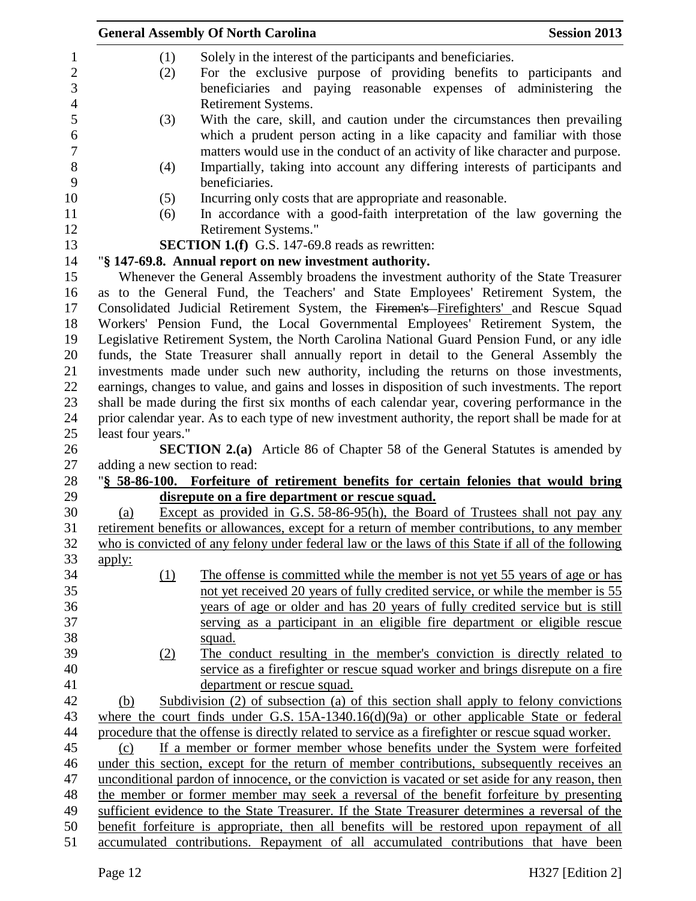(1) Solely in the interest of the participants and beneficiaries.

(2) For the exclusive purpose of providing benefits to participants and beneficiaries and paying reasonable expenses of administering the Retirement Systems.

(3) With the care, skill, and caution under the circumstances then prevailing which a prudent person acting in a like capacity and familiar with those matters would use in the conduct of an activity of like character and purpose.

(4) Impartially, taking into account any differing interests of participants and beneficiaries.

(5) Incurring only costs that are appropriate and reasonable.

(6) In accordance with a good-faith interpretation of the law governing the Retirement Systems."

**SECTION 1.(f)** G.S. 147-69.8 reads as rewritten:

"**§ 147-69.8. Annual report on new investment authority.**

Whenever the General Assembly broadens the investment authority of the State Treasurer as to the General Fund, the Teachers' and State Employees' Retirement System, the Consolidated Judicial Retirement System, the ~~Firemen's~~ Firefighters' and Rescue Squad Workers' Pension Fund, the Local Governmental Employees' Retirement System, the Legislative Retirement System, the North Carolina National Guard Pension Fund, or any idle funds, the State Treasurer shall annually report in detail to the General Assembly the investments made under such new authority, including the returns on those investments, earnings, changes to value, and gains and losses in disposition of such investments. The report shall be made during the first six months of each calendar year, covering performance in the prior calendar year. As to each type of new investment authority, the report shall be made for at least four years."

**SECTION 2.(a)** Article 86 of Chapter 58 of the General Statutes is amended by adding a new section to read:

"**§ 58-86-100. Forfeiture of retirement benefits for certain felonies that would bring disrepute on a fire department or rescue squad.**

(a) Except as provided in G.S. 58-86-95(h), the Board of Trustees shall not pay any retirement benefits or allowances, except for a return of member contributions, to any member who is convicted of any felony under federal law or the laws of this State if all of the following apply:

(1) The offense is committed while the member is not yet 55 years of age or has not yet received 20 years of fully credited service, or while the member is 55 years of age or older and has 20 years of fully credited service but is still serving as a participant in an eligible fire department or eligible rescue squad.

(2) The conduct resulting in the member's conviction is directly related to service as a firefighter or rescue squad worker and brings disrepute on a fire department or rescue squad.

(b) Subdivision (2) of subsection (a) of this section shall apply to felony convictions where the court finds under G.S. 15A-1340.16(d)(9a) or other applicable State or federal procedure that the offense is directly related to service as a firefighter or rescue squad worker.

(c) If a member or former member whose benefits under the System were forfeited under this section, except for the return of member contributions, subsequently receives an unconditional pardon of innocence, or the conviction is vacated or set aside for any reason, then the member or former member may seek a reversal of the benefit forfeiture by presenting sufficient evidence to the State Treasurer. If the State Treasurer determines a reversal of the benefit forfeiture is appropriate, then all benefits will be restored upon repayment of all accumulated contributions. Repayment of all accumulated contributions that have been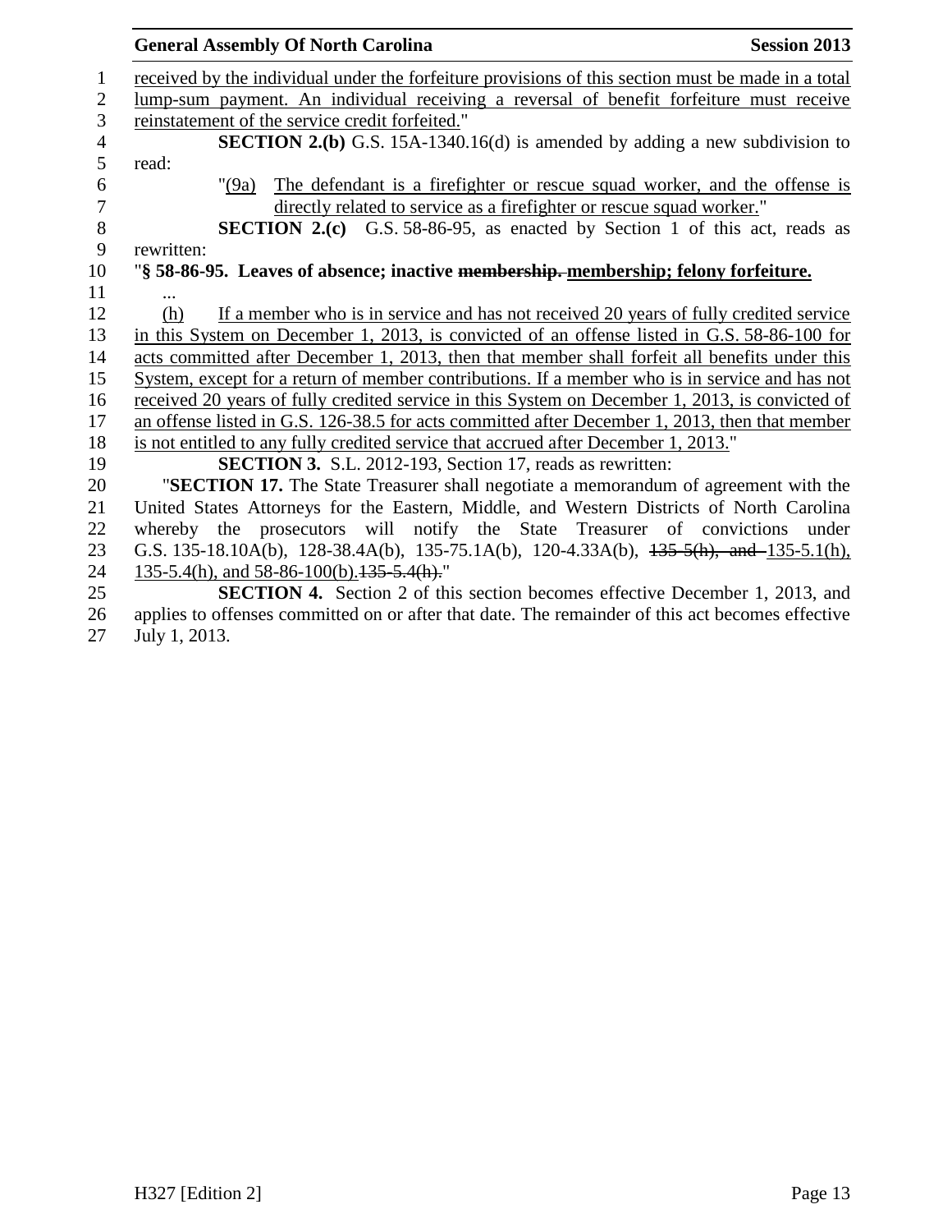received by the individual under the forfeiture provisions of this section must be made in a total lump-sum payment. An individual receiving a reversal of benefit forfeiture must receive reinstatement of the service credit forfeited."

**SECTION 2.(b)** G.S. 15A-1340.16(d) is amended by adding a new subdivision to read:

"(9a) The defendant is a firefighter or rescue squad worker, and the offense is directly related to service as a firefighter or rescue squad worker."

**SECTION 2.(c)** G.S. 58-86-95, as enacted by Section 1 of this act, reads as rewritten:

"**§ 58-86-95. Leaves of absence; inactive ~~membership.~~ membership; felony forfeiture.**

...

(h) If a member who is in service and has not received 20 years of fully credited service in this System on December 1, 2013, is convicted of an offense listed in G.S. 58-86-100 for acts committed after December 1, 2013, then that member shall forfeit all benefits under this System, except for a return of member contributions. If a member who is in service and has not received 20 years of fully credited service in this System on December 1, 2013, is convicted of an offense listed in G.S. 126-38.5 for acts committed after December 1, 2013, then that member is not entitled to any fully credited service that accrued after December 1, 2013."

**SECTION 3.** S.L. 2012-193, Section 17, reads as rewritten:

"**SECTION 17.** The State Treasurer shall negotiate a memorandum of agreement with the United States Attorneys for the Eastern, Middle, and Western Districts of North Carolina whereby the prosecutors will notify the State Treasurer of convictions under G.S. 135-18.10A(b), 128-38.4A(b), 135-75.1A(b), 120-4.33A(b), ~~135-5(h), and~~ 135-5.1(h), 135-5.4(h), and 58-86-100(b).~~135-5.4(h).~~"

**SECTION 4.** Section 2 of this section becomes effective December 1, 2013, and applies to offenses committed on or after that date. The remainder of this act becomes effective July 1, 2013.